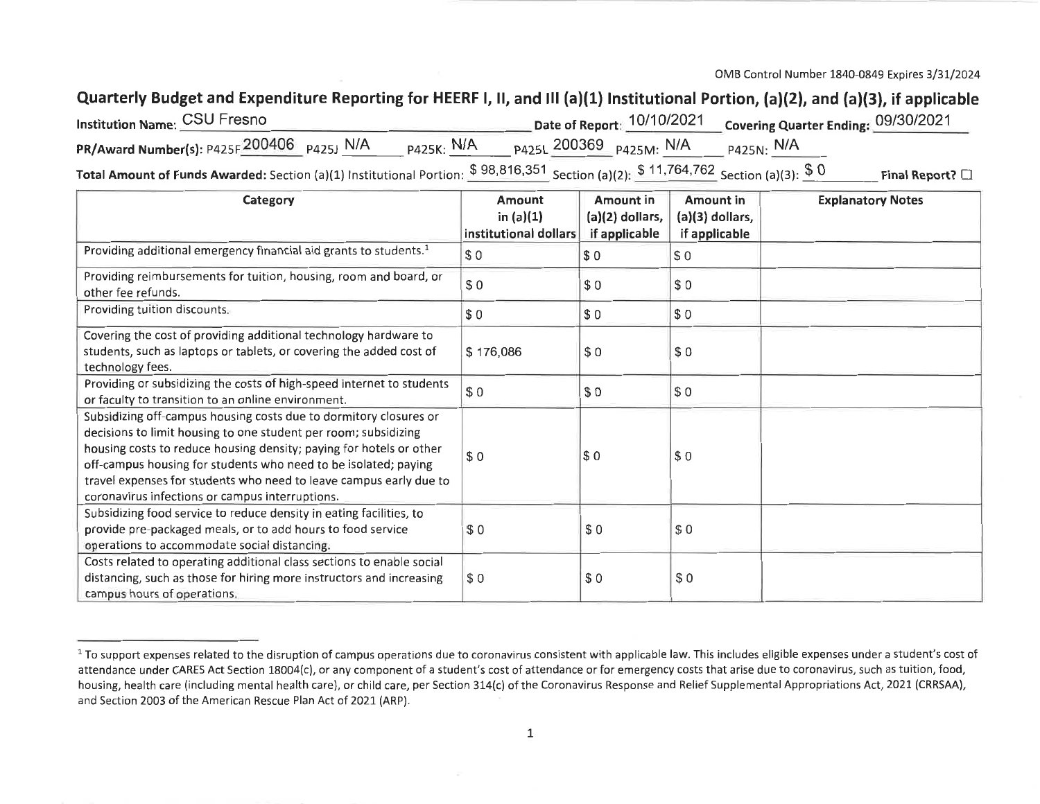OMB Control Number 1840-0849 Expires 3/31/2024

## Quarterly Budget and Expenditure Reporting for HEERF I, II, and III (a)(1) Institutional Portion, (a)(2), and (a)(3), if applicable

**Institution Name:** CSU Fresno **Date of Report:** 10/10/2021 **Covering Quarter Ending:** 09/30/2021

**PR/Award Number(s):** P425F 200406 P425J N/A P425K: N/A P425L 200369 P425M: N/A P425N: N/A

**Total Amount of Funds Awarded:** Section (a)(1) Institutional Portion: $ 98,816,351 Section (a)(2): $ 11,764,762 Section (a)(3): $ 0 **Final Report?** ☐

| Category | Amount in (a)(1) institutional dollars | Amount in (a)(2) dollars, if applicable | Amount in (a)(3) dollars, if applicable | Explanatory Notes |
|---|---|---|---|---|
| Providing additional emergency financial aid grants to students.[1] | $ 0 | $ 0 | $ 0 | |
| Providing reimbursements for tuition, housing, room and board, or other fee refunds. | $ 0 | $ 0 | $ 0 | |
| Providing tuition discounts. | $ 0 | $ 0 | $ 0 | |
| Covering the cost of providing additional technology hardware to students, such as laptops or tablets, or covering the added cost of technology fees. | $ 176,086 | $ 0 | $ 0 | |
| Providing or subsidizing the costs of high-speed internet to students or faculty to transition to an online environment. | $ 0 | $ 0 | $ 0 | |
| Subsidizing off-campus housing costs due to dormitory closures or decisions to limit housing to one student per room; subsidizing housing costs to reduce housing density; paying for hotels or other off-campus housing for students who need to be isolated; paying travel expenses for students who need to leave campus early due to coronavirus infections or campus interruptions. | $ 0 | $ 0 | $ 0 | |
| Subsidizing food service to reduce density in eating facilities, to provide pre-packaged meals, or to add hours to food service operations to accommodate social distancing. | $ 0 | $ 0 | $ 0 | |
| Costs related to operating additional class sections to enable social distancing, such as those for hiring more instructors and increasing campus hours of operations. | $ 0 | $ 0 | $ 0 | |

[1] To support expenses related to the disruption of campus operations due to coronavirus consistent with applicable law. This includes eligible expenses under a student's cost of attendance under CARES Act Section 18004(c), or any component of a student's cost of attendance or for emergency costs that arise due to coronavirus, such as tuition, food, housing, health care (including mental health care), or child care, per Section 314(c) of the Coronavirus Response and Relief Supplemental Appropriations Act, 2021 (CRRSAA), and Section 2003 of the American Rescue Plan Act of 2021 (ARP).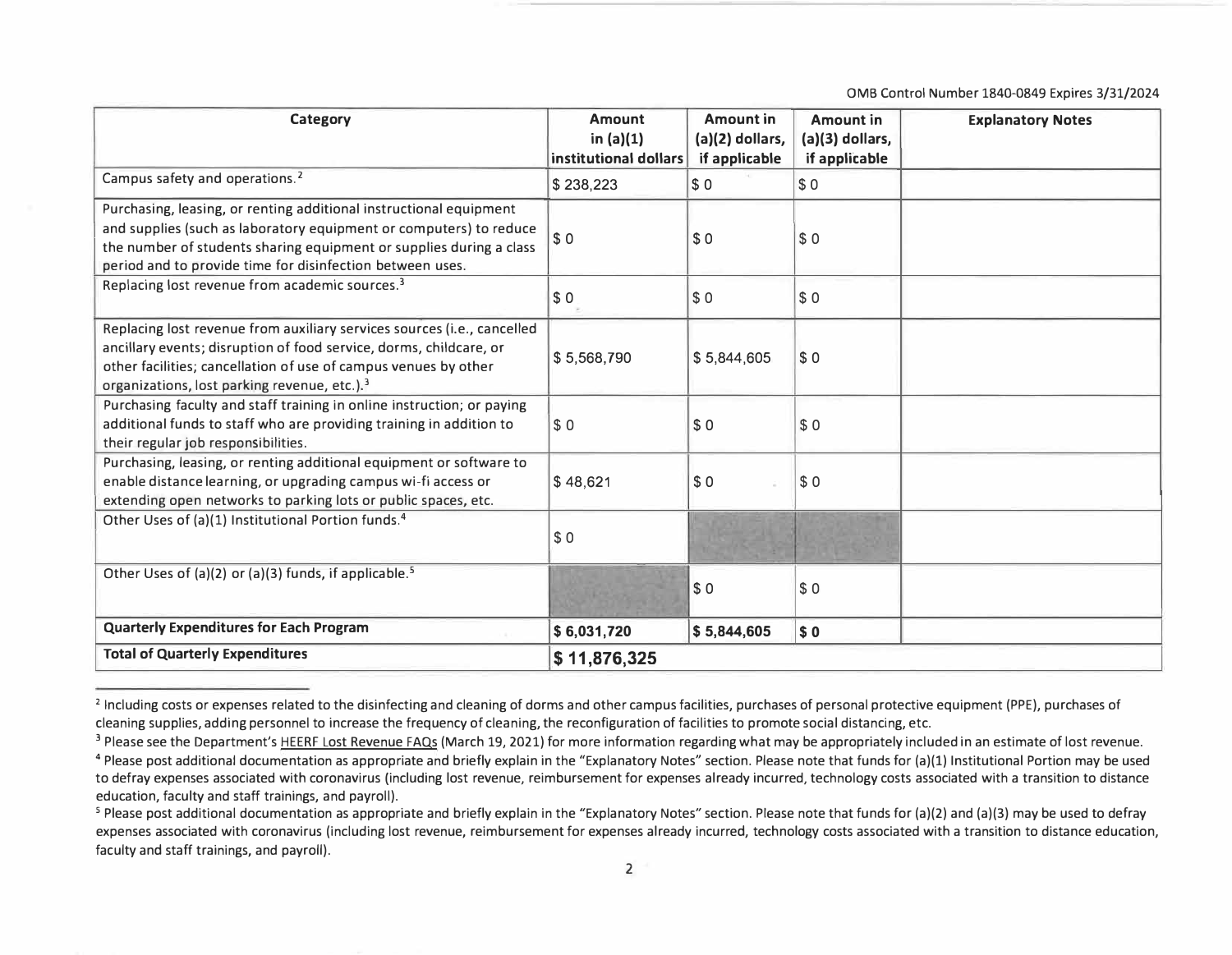OMB Control Number 1840-0849 Expires 3/31/2024

| Category | Amount in (a)(1) institutional dollars | Amount in (a)(2) dollars, if applicable | Amount in (a)(3) dollars, if applicable | Explanatory Notes |
|---|---|---|---|---|
| Campus safety and operations.[2] | $ 238,223 | $ 0 | $ 0 | |
| Purchasing, leasing, or renting additional instructional equipment and supplies (such as laboratory equipment or computers) to reduce the number of students sharing equipment or supplies during a class period and to provide time for disinfection between uses. | $ 0 | $ 0 | $ 0 | |
| Replacing lost revenue from academic sources.[3] | $ 0 | $ 0 | $ 0 | |
| Replacing lost revenue from auxiliary services sources (i.e., cancelled ancillary events; disruption of food service, dorms, childcare, or other facilities; cancellation of use of campus venues by other organizations, lost parking revenue, etc.).[3] | $ 5,568,790 | $ 5,844,605 | $ 0 | |
| Purchasing faculty and staff training in online instruction; or paying additional funds to staff who are providing training in addition to their regular job responsibilities. | $ 0 | $ 0 | $ 0 | |
| Purchasing, leasing, or renting additional equipment or software to enable distance learning, or upgrading campus wi-fi access or extending open networks to parking lots or public spaces, etc. | $ 48,621 | $ 0 | $ 0 | |
| Other Uses of (a)(1) Institutional Portion funds.[4] | $ 0 | | | |
| Other Uses of (a)(2) or (a)(3) funds, if applicable.[5] | | $ 0 | $ 0 | |
| **Quarterly Expenditures for Each Program** | **$ 6,031,720** | **$ 5,844,605** | **$ 0** | |
| **Total of Quarterly Expenditures** | **$ 11,876,325** | | | |

[2] Including costs or expenses related to the disinfecting and cleaning of dorms and other campus facilities, purchases of personal protective equipment (PPE), purchases of cleaning supplies, adding personnel to increase the frequency of cleaning, the reconfiguration of facilities to promote social distancing, etc.

[3] Please see the Department's HEERF Lost Revenue FAQs (March 19, 2021) for more information regarding what may be appropriately included in an estimate of lost revenue.

[4] Please post additional documentation as appropriate and briefly explain in the "Explanatory Notes" section. Please note that funds for (a)(1) Institutional Portion may be used to defray expenses associated with coronavirus (including lost revenue, reimbursement for expenses already incurred, technology costs associated with a transition to distance education, faculty and staff trainings, and payroll).

[5] Please post additional documentation as appropriate and briefly explain in the "Explanatory Notes" section. Please note that funds for (a)(2) and (a)(3) may be used to defray expenses associated with coronavirus (including lost revenue, reimbursement for expenses already incurred, technology costs associated with a transition to distance education, faculty and staff trainings, and payroll).